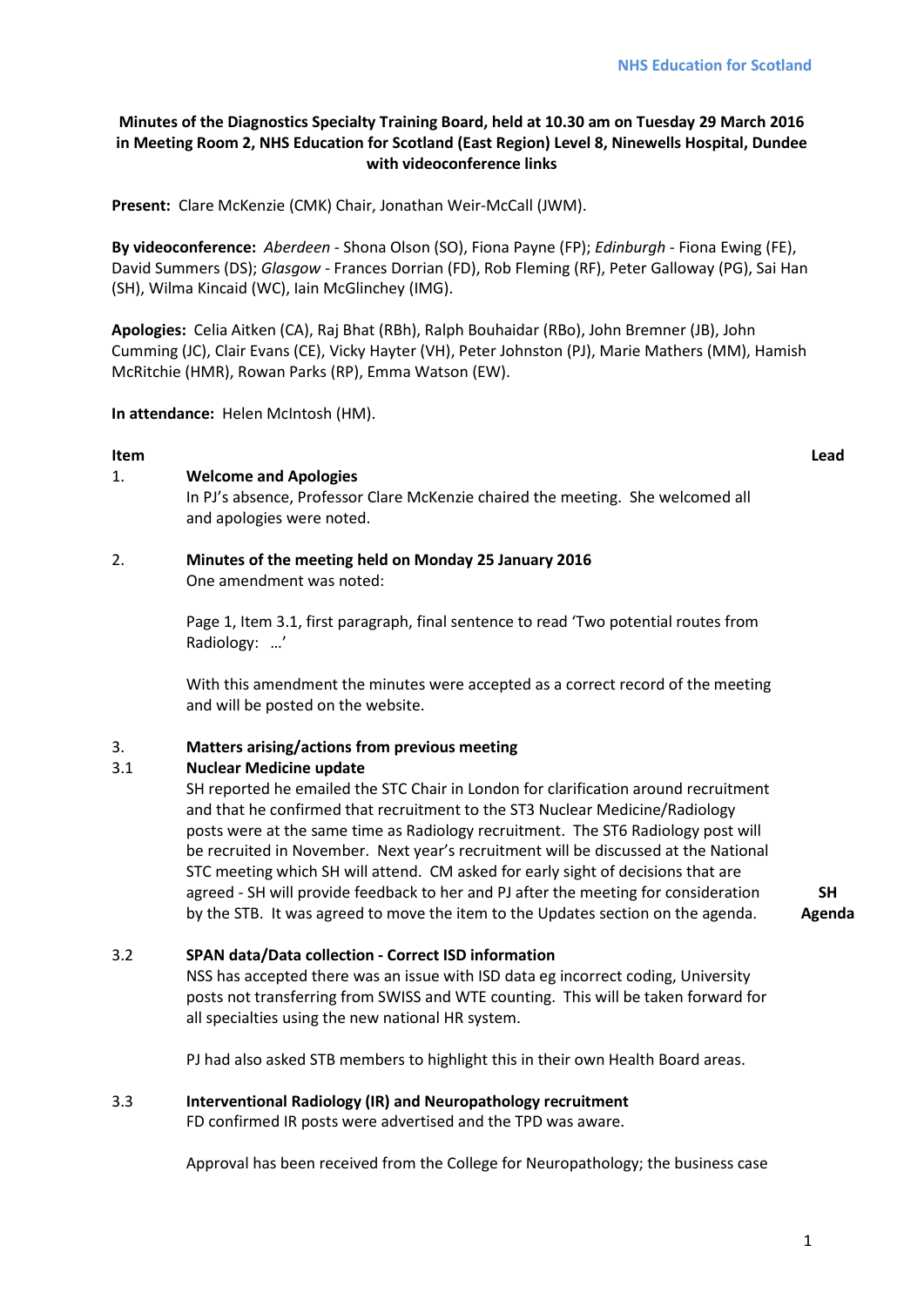**Minutes of the Diagnostics Specialty Training Board, held at 10.30 am on Tuesday 29 March 2016 in Meeting Room 2, NHS Education for Scotland (East Region) Level 8, Ninewells Hospital, Dundee with videoconference links**

**Present:** Clare McKenzie (CMK) Chair, Jonathan Weir-McCall (JWM).

**By videoconference:** *Aberdeen* - Shona Olson (SO), Fiona Payne (FP); *Edinburgh* - Fiona Ewing (FE), David Summers (DS); *Glasgow* - Frances Dorrian (FD), Rob Fleming (RF), Peter Galloway (PG), Sai Han (SH), Wilma Kincaid (WC), Iain McGlinchey (IMG).

**Apologies:** Celia Aitken (CA), Raj Bhat (RBh), Ralph Bouhaidar (RBo), John Bremner (JB), John Cumming (JC), Clair Evans (CE), Vicky Hayter (VH), Peter Johnston (PJ), Marie Mathers (MM), Hamish McRitchie (HMR), Rowan Parks (RP), Emma Watson (EW).

**In attendance:** Helen McIntosh (HM).

| **Item** | | **Lead** |
|---|---|---|
| 1. | **Welcome and Apologies**<br>In PJ's absence, Professor Clare McKenzie chaired the meeting. She welcomed all and apologies were noted. | |
| 2. | **Minutes of the meeting held on Monday 25 January 2016**<br>One amendment was noted:<br><br>Page 1, Item 3.1, first paragraph, final sentence to read 'Two potential routes from Radiology: …'<br><br>With this amendment the minutes were accepted as a correct record of the meeting and will be posted on the website. | |
| 3. | **Matters arising/actions from previous meeting** | |
| 3.1 | **Nuclear Medicine update**<br>SH reported he emailed the STC Chair in London for clarification around recruitment and that he confirmed that recruitment to the ST3 Nuclear Medicine/Radiology posts were at the same time as Radiology recruitment. The ST6 Radiology post will be recruited in November. Next year's recruitment will be discussed at the National STC meeting which SH will attend. CM asked for early sight of decisions that are agreed - SH will provide feedback to her and PJ after the meeting for consideration by the STB. It was agreed to move the item to the Updates section on the agenda. | **SH**<br>**Agenda** |
| 3.2 | **SPAN data/Data collection - Correct ISD information**<br>NSS has accepted there was an issue with ISD data eg incorrect coding, University posts not transferring from SWISS and WTE counting. This will be taken forward for all specialties using the new national HR system.<br><br>PJ had also asked STB members to highlight this in their own Health Board areas. | |
| 3.3 | **Interventional Radiology (IR) and Neuropathology recruitment**<br>FD confirmed IR posts were advertised and the TPD was aware.<br><br>Approval has been received from the College for Neuropathology; the business case | |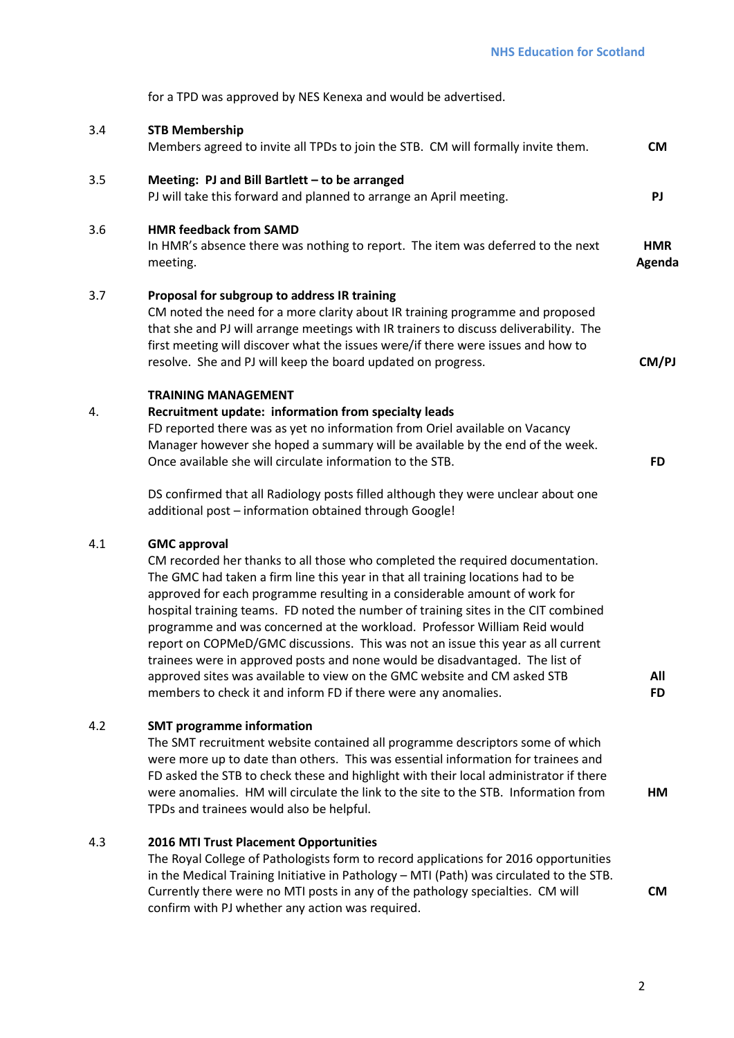for a TPD was approved by NES Kenexa and would be advertised.

| | | |
|---|---|---|
| 3.4 | **STB Membership**<br>Members agreed to invite all TPDs to join the STB. CM will formally invite them. | **CM** |
| 3.5 | **Meeting: PJ and Bill Bartlett – to be arranged**<br>PJ will take this forward and planned to arrange an April meeting. | **PJ** |
| 3.6 | **HMR feedback from SAMD**<br>In HMR's absence there was nothing to report. The item was deferred to the next meeting. | **HMR Agenda** |
| 3.7 | **Proposal for subgroup to address IR training**<br>CM noted the need for a more clarity about IR training programme and proposed that she and PJ will arrange meetings with IR trainers to discuss deliverability. The first meeting will discover what the issues were/if there were issues and how to resolve. She and PJ will keep the board updated on progress. | **CM/PJ** |
| | **TRAINING MANAGEMENT** | |
| 4. | **Recruitment update: information from specialty leads**<br>FD reported there was as yet no information from Oriel available on Vacancy Manager however she hoped a summary will be available by the end of the week. Once available she will circulate information to the STB. | **FD** |
| | DS confirmed that all Radiology posts filled although they were unclear about one additional post – information obtained through Google! | |
| 4.1 | **GMC approval**<br>CM recorded her thanks to all those who completed the required documentation. The GMC had taken a firm line this year in that all training locations had to be approved for each programme resulting in a considerable amount of work for hospital training teams. FD noted the number of training sites in the CIT combined programme and was concerned at the workload. Professor William Reid would report on COPMeD/GMC discussions. This was not an issue this year as all current trainees were in approved posts and none would be disadvantaged. The list of approved sites was available to view on the GMC website and CM asked STB members to check it and inform FD if there were any anomalies. | **All FD** |
| 4.2 | **SMT programme information**<br>The SMT recruitment website contained all programme descriptors some of which were more up to date than others. This was essential information for trainees and FD asked the STB to check these and highlight with their local administrator if there were anomalies. HM will circulate the link to the site to the STB. Information from TPDs and trainees would also be helpful. | **HM** |
| 4.3 | **2016 MTI Trust Placement Opportunities**<br>The Royal College of Pathologists form to record applications for 2016 opportunities in the Medical Training Initiative in Pathology – MTI (Path) was circulated to the STB. Currently there were no MTI posts in any of the pathology specialties. CM will confirm with PJ whether any action was required. | **CM** |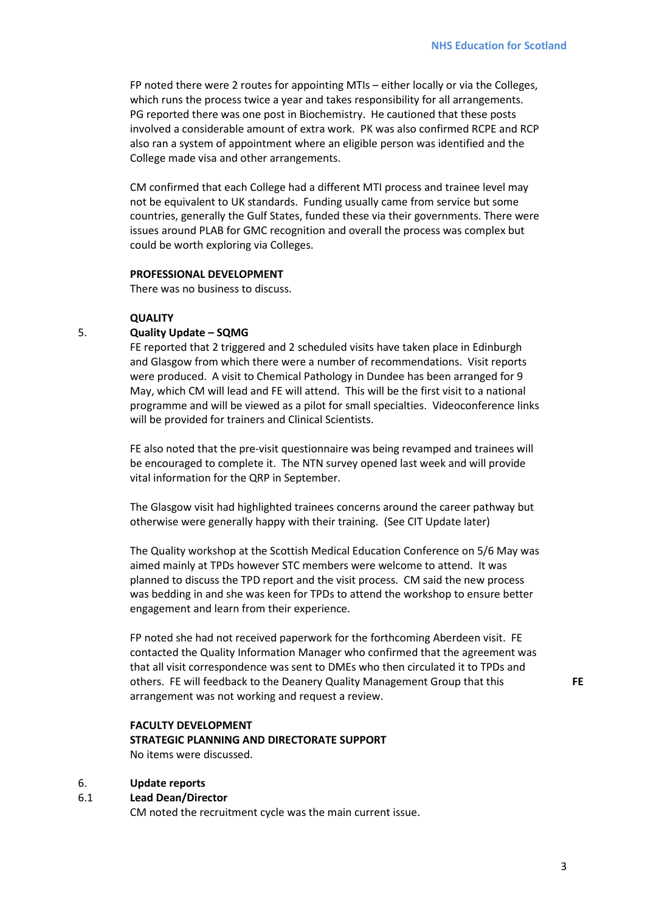FP noted there were 2 routes for appointing MTIs – either locally or via the Colleges, which runs the process twice a year and takes responsibility for all arrangements. PG reported there was one post in Biochemistry. He cautioned that these posts involved a considerable amount of extra work. PK was also confirmed RCPE and RCP also ran a system of appointment where an eligible person was identified and the College made visa and other arrangements.

CM confirmed that each College had a different MTI process and trainee level may not be equivalent to UK standards. Funding usually came from service but some countries, generally the Gulf States, funded these via their governments. There were issues around PLAB for GMC recognition and overall the process was complex but could be worth exploring via Colleges.

**PROFESSIONAL DEVELOPMENT**

There was no business to discuss.

**QUALITY**

5. **Quality Update – SQMG**

FE reported that 2 triggered and 2 scheduled visits have taken place in Edinburgh and Glasgow from which there were a number of recommendations. Visit reports were produced. A visit to Chemical Pathology in Dundee has been arranged for 9 May, which CM will lead and FE will attend. This will be the first visit to a national programme and will be viewed as a pilot for small specialties. Videoconference links will be provided for trainers and Clinical Scientists.

FE also noted that the pre-visit questionnaire was being revamped and trainees will be encouraged to complete it. The NTN survey opened last week and will provide vital information for the QRP in September.

The Glasgow visit had highlighted trainees concerns around the career pathway but otherwise were generally happy with their training. (See CIT Update later)

The Quality workshop at the Scottish Medical Education Conference on 5/6 May was aimed mainly at TPDs however STC members were welcome to attend. It was planned to discuss the TPD report and the visit process. CM said the new process was bedding in and she was keen for TPDs to attend the workshop to ensure better engagement and learn from their experience.

FP noted she had not received paperwork for the forthcoming Aberdeen visit. FE contacted the Quality Information Manager who confirmed that the agreement was that all visit correspondence was sent to DMEs who then circulated it to TPDs and others. FE will feedback to the Deanery Quality Management Group that this arrangement was not working and request a review. **FE**

**FACULTY DEVELOPMENT**

**STRATEGIC PLANNING AND DIRECTORATE SUPPORT**

No items were discussed.

6. **Update reports**

6.1 **Lead Dean/Director**

CM noted the recruitment cycle was the main current issue.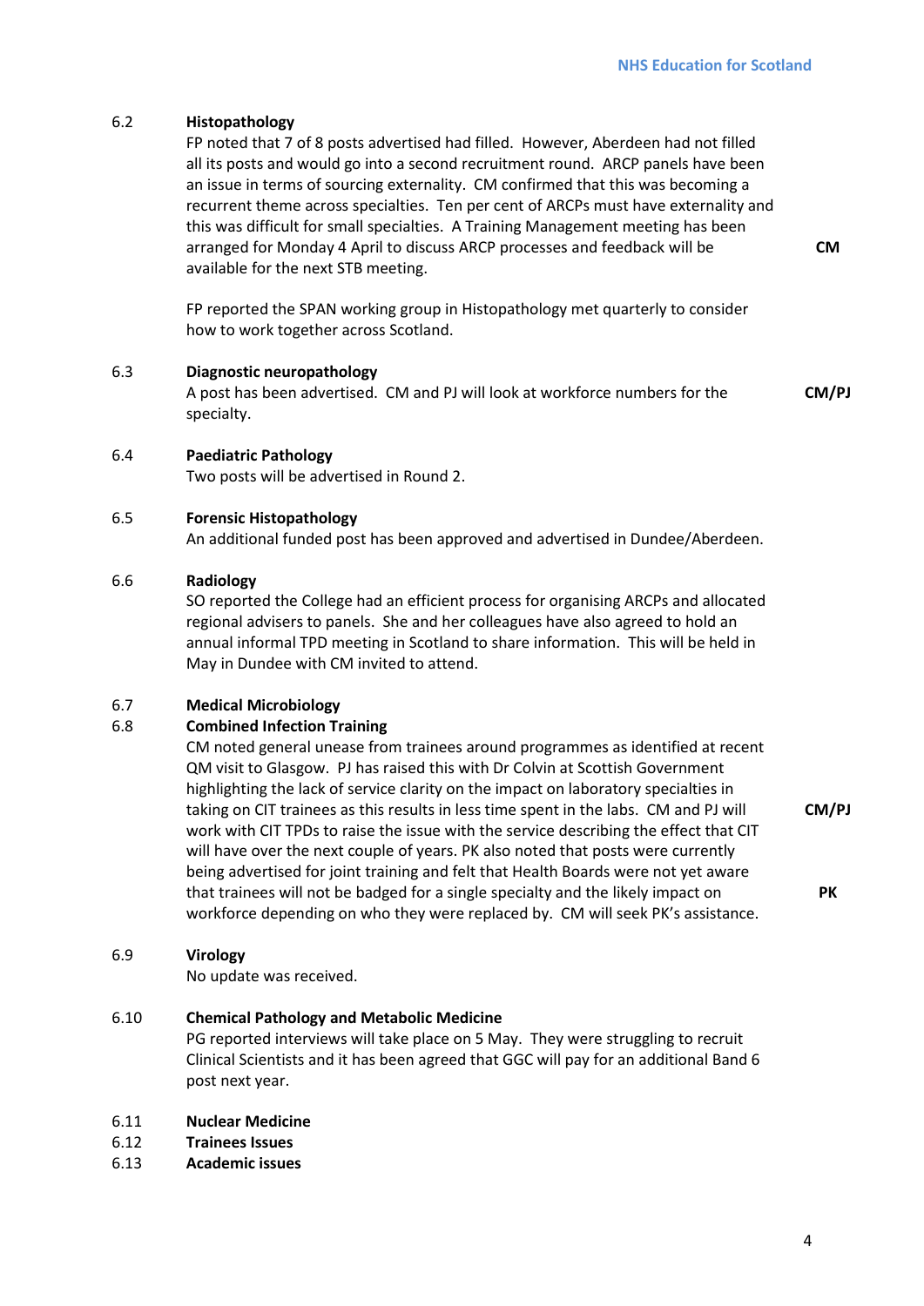**6.2 Histopathology**

FP noted that 7 of 8 posts advertised had filled. However, Aberdeen had not filled all its posts and would go into a second recruitment round. ARCP panels have been an issue in terms of sourcing externality. CM confirmed that this was becoming a recurrent theme across specialties. Ten per cent of ARCPs must have externality and this was difficult for small specialties. A Training Management meeting has been arranged for Monday 4 April to discuss ARCP processes and feedback will be available for the next STB meeting. **CM**

FP reported the SPAN working group in Histopathology met quarterly to consider how to work together across Scotland.

**6.3 Diagnostic neuropathology**

A post has been advertised. CM and PJ will look at workforce numbers for the specialty. **CM/PJ**

**6.4 Paediatric Pathology**

Two posts will be advertised in Round 2.

**6.5 Forensic Histopathology**

An additional funded post has been approved and advertised in Dundee/Aberdeen.

**6.6 Radiology**

SO reported the College had an efficient process for organising ARCPs and allocated regional advisers to panels. She and her colleagues have also agreed to hold an annual informal TPD meeting in Scotland to share information. This will be held in May in Dundee with CM invited to attend.

**6.7 Medical Microbiology**

**6.8 Combined Infection Training**

CM noted general unease from trainees around programmes as identified at recent QM visit to Glasgow. PJ has raised this with Dr Colvin at Scottish Government highlighting the lack of service clarity on the impact on laboratory specialties in taking on CIT trainees as this results in less time spent in the labs. CM and PJ will work with CIT TPDs to raise the issue with the service describing the effect that CIT will have over the next couple of years. **CM/PJ** PK also noted that posts were currently being advertised for joint training and felt that Health Boards were not yet aware that trainees will not be badged for a single specialty and the likely impact on workforce depending on who they were replaced by. CM will seek PK's assistance. **PK**

**6.9 Virology**

No update was received.

**6.10 Chemical Pathology and Metabolic Medicine**

PG reported interviews will take place on 5 May. They were struggling to recruit Clinical Scientists and it has been agreed that GGC will pay for an additional Band 6 post next year.

**6.11 Nuclear Medicine**

**6.12 Trainees Issues**

**6.13 Academic issues**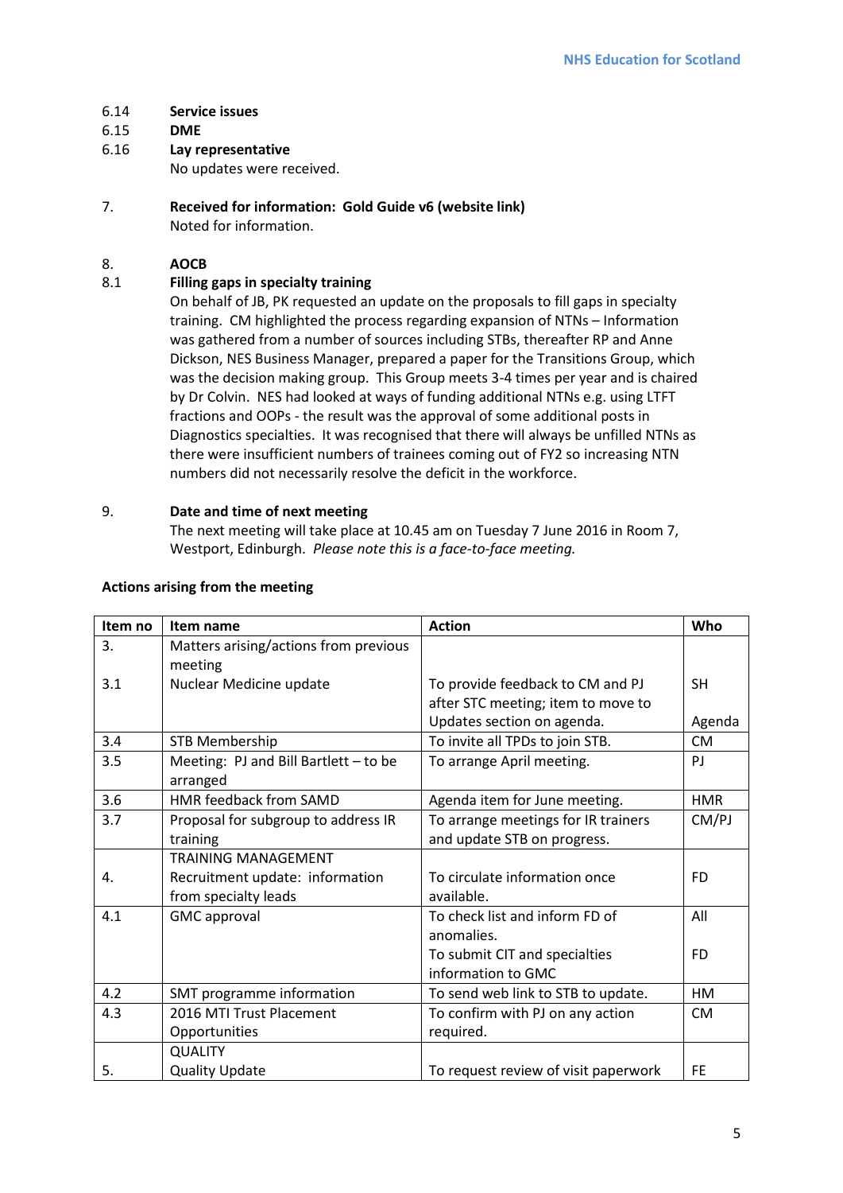6.14 **Service issues**

6.15 **DME**

6.16 **Lay representative**

No updates were received.

7. **Received for information: Gold Guide v6 (website link)**

Noted for information.

8. **AOCB**

8.1 **Filling gaps in specialty training**

On behalf of JB, PK requested an update on the proposals to fill gaps in specialty training. CM highlighted the process regarding expansion of NTNs – Information was gathered from a number of sources including STBs, thereafter RP and Anne Dickson, NES Business Manager, prepared a paper for the Transitions Group, which was the decision making group. This Group meets 3-4 times per year and is chaired by Dr Colvin. NES had looked at ways of funding additional NTNs e.g. using LTFT fractions and OOPs - the result was the approval of some additional posts in Diagnostics specialties. It was recognised that there will always be unfilled NTNs as there were insufficient numbers of trainees coming out of FY2 so increasing NTN numbers did not necessarily resolve the deficit in the workforce.

9. **Date and time of next meeting**

The next meeting will take place at 10.45 am on Tuesday 7 June 2016 in Room 7, Westport, Edinburgh. *Please note this is a face-to-face meeting.*

**Actions arising from the meeting**

| Item no | Item name | Action | Who |
|---|---|---|---|
| 3. | Matters arising/actions from previous meeting | | |
| 3.1 | Nuclear Medicine update | To provide feedback to CM and PJ after STC meeting; item to move to Updates section on agenda. | SH<br><br>Agenda |
| 3.4 | STB Membership | To invite all TPDs to join STB. | CM |
| 3.5 | Meeting: PJ and Bill Bartlett – to be arranged | To arrange April meeting. | PJ |
| 3.6 | HMR feedback from SAMD | Agenda item for June meeting. | HMR |
| 3.7 | Proposal for subgroup to address IR training | To arrange meetings for IR trainers and update STB on progress. | CM/PJ |
| 4. | TRAINING MANAGEMENT<br>Recruitment update: information from specialty leads | To circulate information once available. | FD |
| 4.1 | GMC approval | To check list and inform FD of anomalies.<br>To submit CIT and specialties information to GMC | All<br><br>FD |
| 4.2 | SMT programme information | To send web link to STB to update. | HM |
| 4.3 | 2016 MTI Trust Placement Opportunities | To confirm with PJ on any action required. | CM |
| 5. | QUALITY<br>Quality Update | To request review of visit paperwork | FE |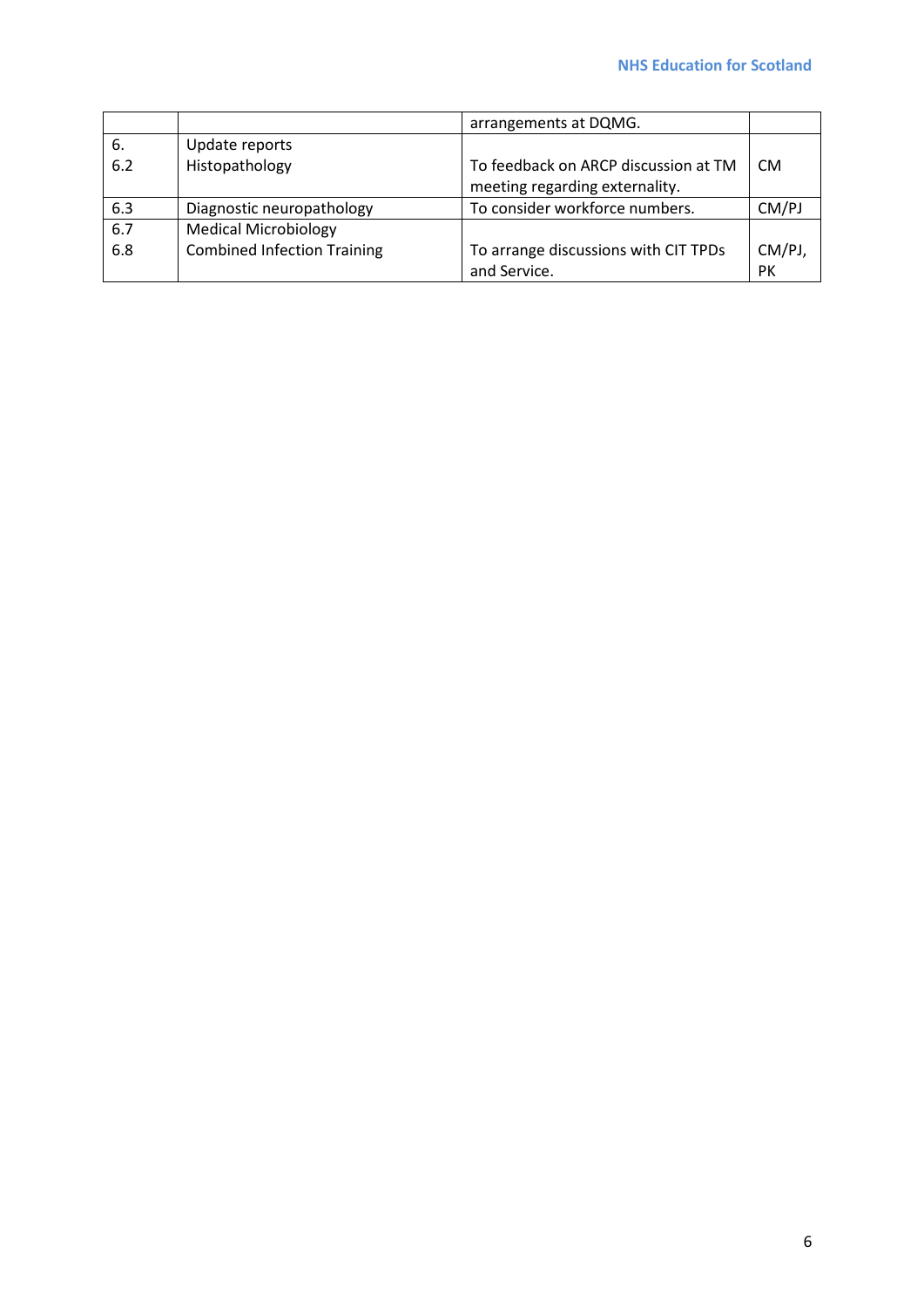| | | | |
|---|---|---|---|
| | | arrangements at DQMG. | |
| 6.<br>6.2 | Update reports<br>Histopathology | To feedback on ARCP discussion at TM meeting regarding externality. | CM |
| 6.3 | Diagnostic neuropathology | To consider workforce numbers. | CM/PJ |
| 6.7<br>6.8 | Medical Microbiology<br>Combined Infection Training | To arrange discussions with CIT TPDs and Service. | CM/PJ, PK |